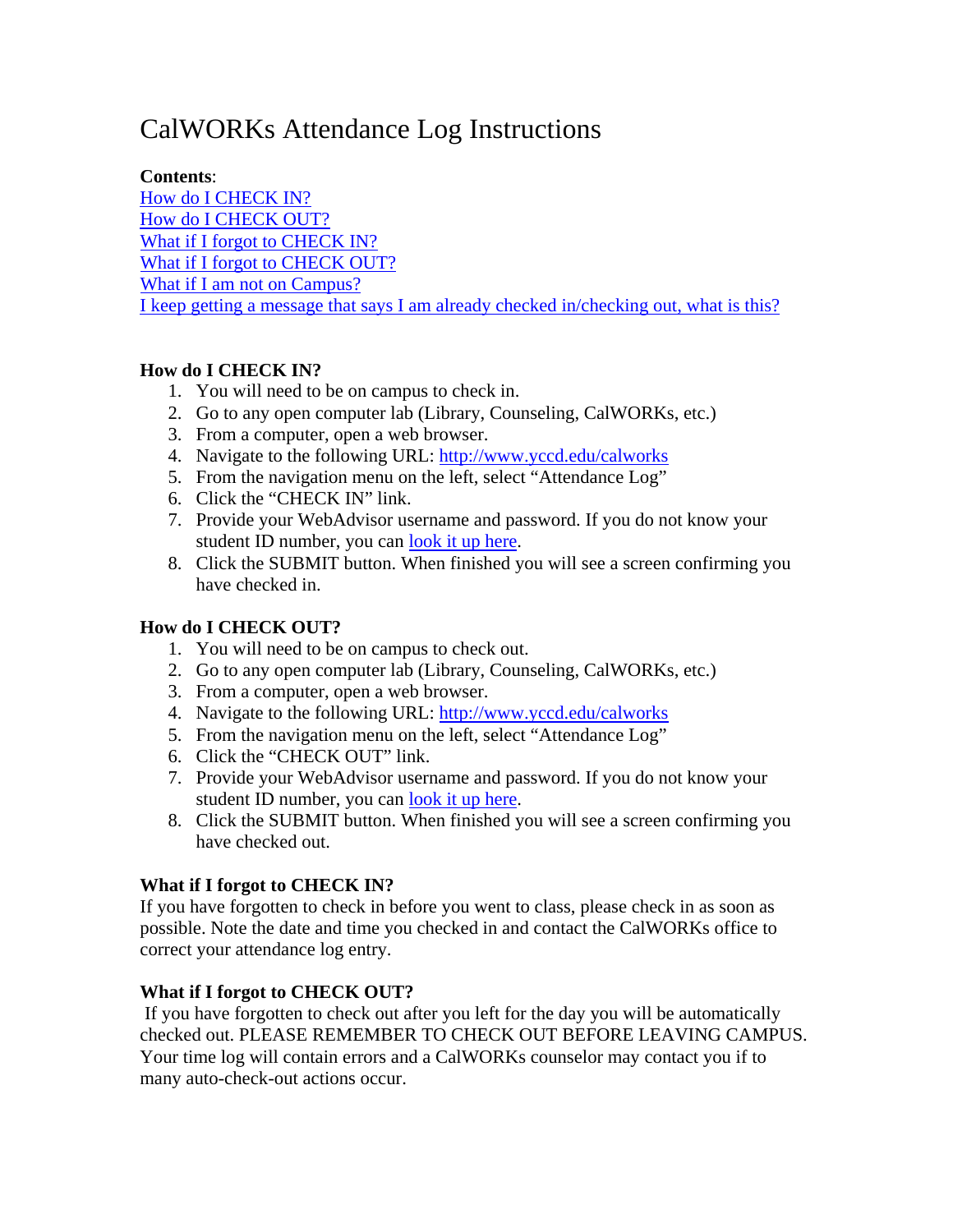# CalWORKs Attendance Log Instructions

**Contents**:

[How do I CHECK IN?](#)
[How do I CHECK OUT?](#)
[What if I forgot to CHECK IN?](#)
[What if I forgot to CHECK OUT?](#)
[What if I am not on Campus?](#)
[I keep getting a message that says I am already checked in/checking out, what is this?](#)

**How do I CHECK IN?**

1. You will need to be on campus to check in.
2. Go to any open computer lab (Library, Counseling, CalWORKs, etc.)
3. From a computer, open a web browser.
4. Navigate to the following URL: http://www.yccd.edu/calworks
5. From the navigation menu on the left, select "Attendance Log"
6. Click the "CHECK IN" link.
7. Provide your WebAdvisor username and password. If you do not know your student ID number, you can look it up here.
8. Click the SUBMIT button. When finished you will see a screen confirming you have checked in.

**How do I CHECK OUT?**

1. You will need to be on campus to check out.
2. Go to any open computer lab (Library, Counseling, CalWORKs, etc.)
3. From a computer, open a web browser.
4. Navigate to the following URL: http://www.yccd.edu/calworks
5. From the navigation menu on the left, select "Attendance Log"
6. Click the "CHECK OUT" link.
7. Provide your WebAdvisor username and password. If you do not know your student ID number, you can look it up here.
8. Click the SUBMIT button. When finished you will see a screen confirming you have checked out.

**What if I forgot to CHECK IN?**

If you have forgotten to check in before you went to class, please check in as soon as possible. Note the date and time you checked in and contact the CalWORKs office to correct your attendance log entry.

**What if I forgot to CHECK OUT?**

If you have forgotten to check out after you left for the day you will be automatically checked out. PLEASE REMEMBER TO CHECK OUT BEFORE LEAVING CAMPUS. Your time log will contain errors and a CalWORKs counselor may contact you if to many auto-check-out actions occur.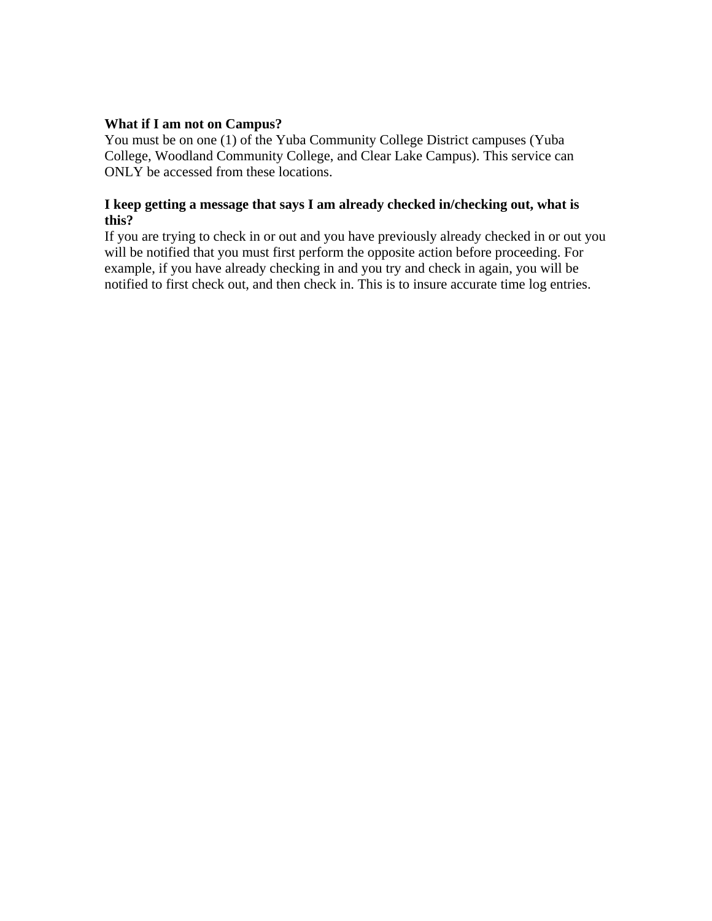**What if I am not on Campus?**
You must be on one (1) of the Yuba Community College District campuses (Yuba College, Woodland Community College, and Clear Lake Campus). This service can ONLY be accessed from these locations.

**I keep getting a message that says I am already checked in/checking out, what is this?**
If you are trying to check in or out and you have previously already checked in or out you will be notified that you must first perform the opposite action before proceeding. For example, if you have already checking in and you try and check in again, you will be notified to first check out, and then check in. This is to insure accurate time log entries.